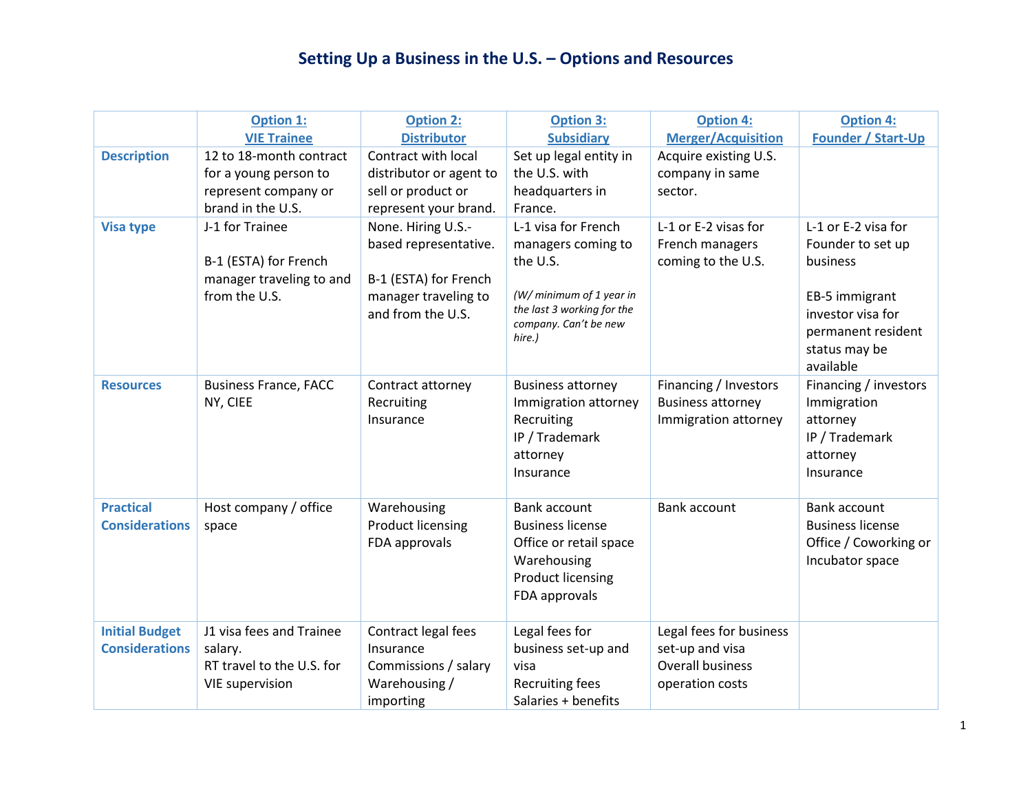# Setting Up a Business in the U.S. – Options and Resources

| | Option 1: VIE Trainee | Option 2: Distributor | Option 3: Subsidiary | Option 4: Merger/Acquisition | Option 4: Founder / Start-Up |
|---|---|---|---|---|---|
| **Description** | 12 to 18-month contract for a young person to represent company or brand in the U.S. | Contract with local distributor or agent to sell or product or represent your brand. | Set up legal entity in the U.S. with headquarters in France. | Acquire existing U.S. company in same sector. | |
| **Visa type** | J-1 for Trainee<br><br>B-1 (ESTA) for French manager traveling to and from the U.S. | None. Hiring U.S.-based representative.<br><br>B-1 (ESTA) for French manager traveling to and from the U.S. | L-1 visa for French managers coming to the U.S.<br><br>*(W/ minimum of 1 year in the last 3 working for the company. Can't be new hire.)* | L-1 or E-2 visas for French managers coming to the U.S. | L-1 or E-2 visa for Founder to set up business<br><br>EB-5 immigrant investor visa for permanent resident status may be available |
| **Resources** | Business France, FACC NY, CIEE | Contract attorney<br>Recruiting<br>Insurance | Business attorney<br>Immigration attorney<br>Recruiting<br>IP / Trademark attorney<br>Insurance | Financing / Investors<br>Business attorney<br>Immigration attorney | Financing / investors<br>Immigration attorney<br>IP / Trademark attorney<br>Insurance |
| **Practical Considerations** | Host company / office space | Warehousing<br>Product licensing<br>FDA approvals | Bank account<br>Business license<br>Office or retail space<br>Warehousing<br>Product licensing<br>FDA approvals | Bank account | Bank account<br>Business license<br>Office / Coworking or Incubator space |
| **Initial Budget Considerations** | J1 visa fees and Trainee salary.<br>RT travel to the U.S. for VIE supervision | Contract legal fees<br>Insurance<br>Commissions / salary<br>Warehousing / importing | Legal fees for business set-up and visa<br>Recruiting fees<br>Salaries + benefits | Legal fees for business set-up and visa<br>Overall business operation costs | |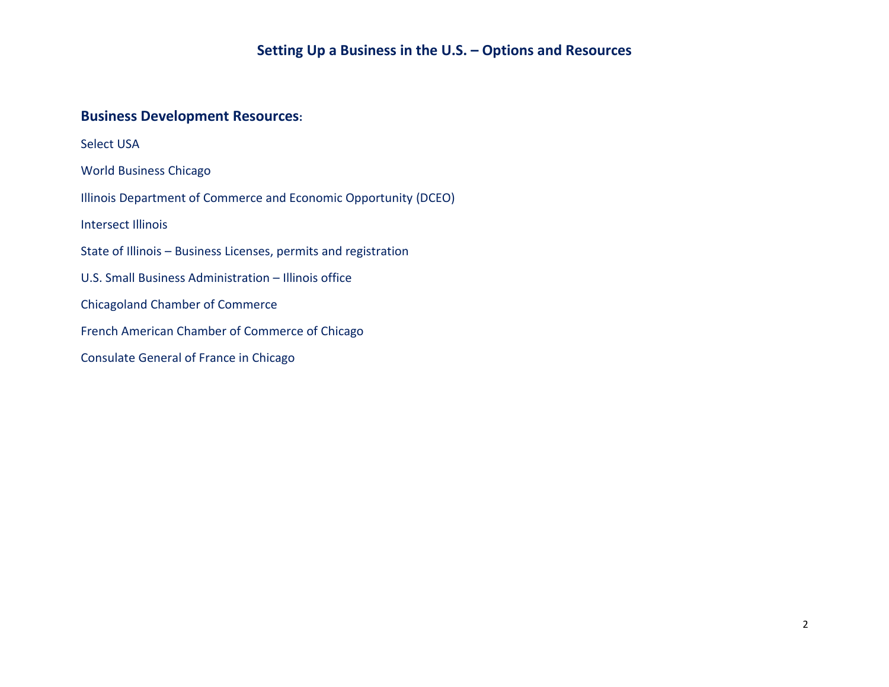# Setting Up a Business in the U.S. – Options and Resources

## Business Development Resources:

Select USA

World Business Chicago

Illinois Department of Commerce and Economic Opportunity (DCEO)

Intersect Illinois

State of Illinois – Business Licenses, permits and registration

U.S. Small Business Administration – Illinois office

Chicagoland Chamber of Commerce

French American Chamber of Commerce of Chicago

Consulate General of France in Chicago